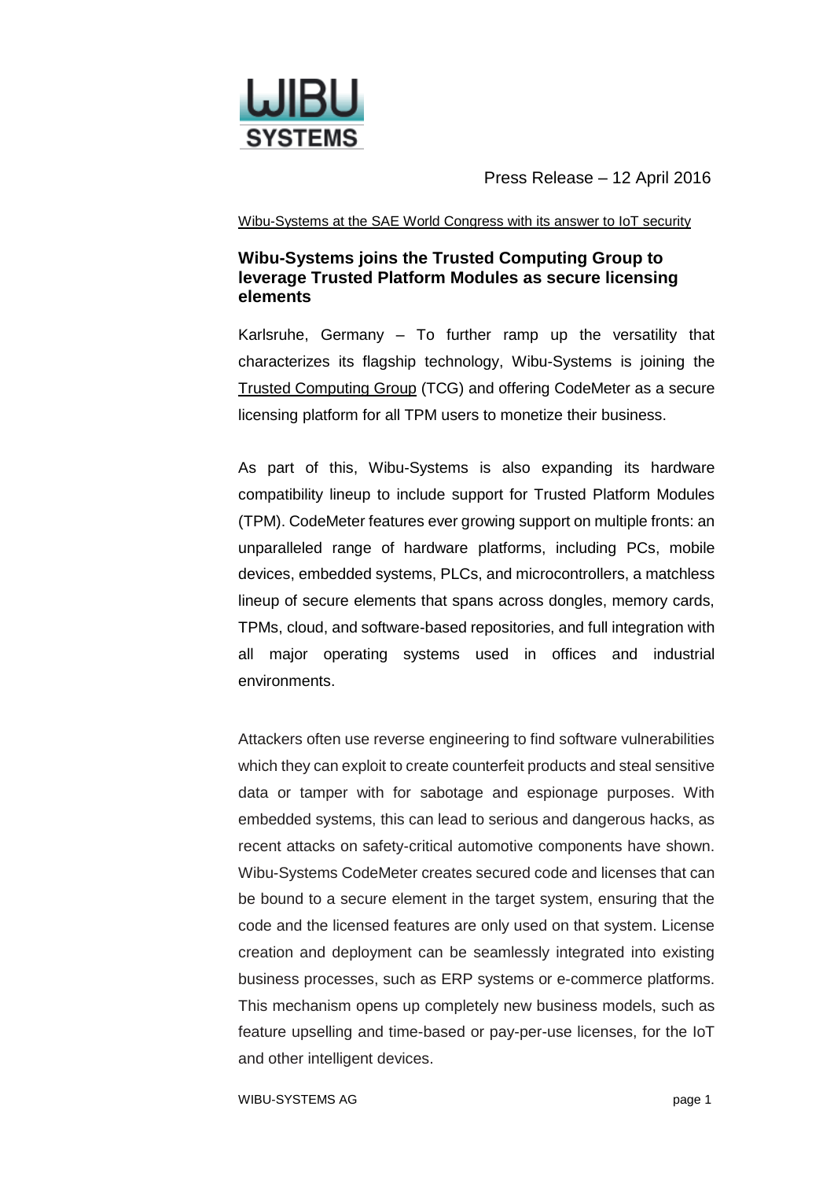WIBU SYSTEMS

Press Release – 12 April 2016

Wibu-Systems at the SAE World Congress with its answer to IoT security

## Wibu-Systems joins the Trusted Computing Group to leverage Trusted Platform Modules as secure licensing elements

Karlsruhe, Germany – To further ramp up the versatility that characterizes its flagship technology, Wibu-Systems is joining the Trusted Computing Group (TCG) and offering CodeMeter as a secure licensing platform for all TPM users to monetize their business.

As part of this, Wibu-Systems is also expanding its hardware compatibility lineup to include support for Trusted Platform Modules (TPM). CodeMeter features ever growing support on multiple fronts: an unparalleled range of hardware platforms, including PCs, mobile devices, embedded systems, PLCs, and microcontrollers, a matchless lineup of secure elements that spans across dongles, memory cards, TPMs, cloud, and software-based repositories, and full integration with all major operating systems used in offices and industrial environments.

Attackers often use reverse engineering to find software vulnerabilities which they can exploit to create counterfeit products and steal sensitive data or tamper with for sabotage and espionage purposes. With embedded systems, this can lead to serious and dangerous hacks, as recent attacks on safety-critical automotive components have shown. Wibu-Systems CodeMeter creates secured code and licenses that can be bound to a secure element in the target system, ensuring that the code and the licensed features are only used on that system. License creation and deployment can be seamlessly integrated into existing business processes, such as ERP systems or e-commerce platforms. This mechanism opens up completely new business models, such as feature upselling and time-based or pay-per-use licenses, for the IoT and other intelligent devices.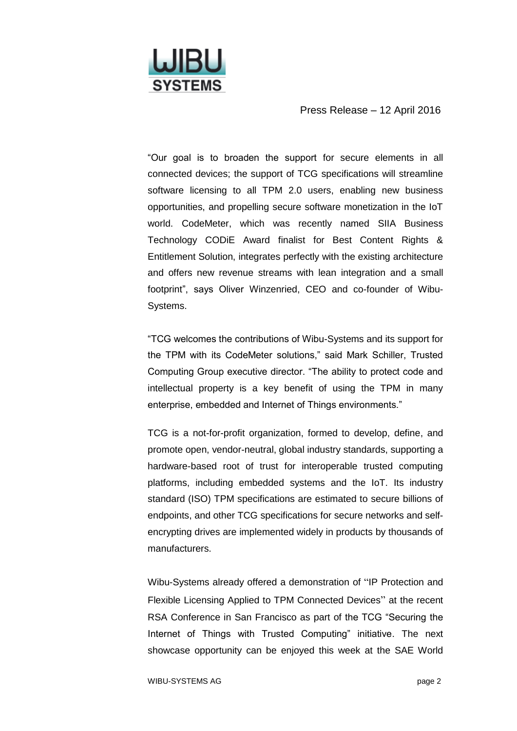"Our goal is to broaden the support for secure elements in all connected devices; the support of TCG specifications will streamline software licensing to all TPM 2.0 users, enabling new business opportunities, and propelling secure software monetization in the IoT world. CodeMeter, which was recently named SIIA Business Technology CODiE Award finalist for Best Content Rights & Entitlement Solution, integrates perfectly with the existing architecture and offers new revenue streams with lean integration and a small footprint", says Oliver Winzenried, CEO and co-founder of Wibu-Systems.

"TCG welcomes the contributions of Wibu-Systems and its support for the TPM with its CodeMeter solutions," said Mark Schiller, Trusted Computing Group executive director. "The ability to protect code and intellectual property is a key benefit of using the TPM in many enterprise, embedded and Internet of Things environments."

TCG is a not-for-profit organization, formed to develop, define, and promote open, vendor-neutral, global industry standards, supporting a hardware-based root of trust for interoperable trusted computing platforms, including embedded systems and the IoT. Its industry standard (ISO) TPM specifications are estimated to secure billions of endpoints, and other TCG specifications for secure networks and self-encrypting drives are implemented widely in products by thousands of manufacturers.

Wibu-Systems already offered a demonstration of "IP Protection and Flexible Licensing Applied to TPM Connected Devices" at the recent RSA Conference in San Francisco as part of the TCG "Securing the Internet of Things with Trusted Computing" initiative. The next showcase opportunity can be enjoyed this week at the SAE World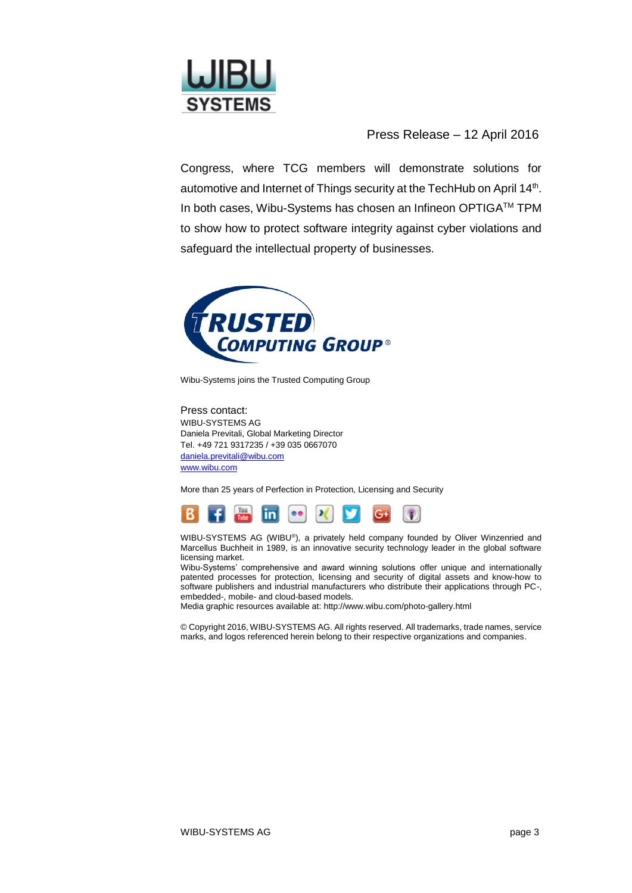Press Release – 12 April 2016

Congress, where TCG members will demonstrate solutions for automotive and Internet of Things security at the TechHub on April 14th. In both cases, Wibu-Systems has chosen an Infineon OPTIGA™ TPM to show how to protect software integrity against cyber violations and safeguard the intellectual property of businesses.

Wibu-Systems joins the Trusted Computing Group

Press contact:
WIBU-SYSTEMS AG
Daniela Previtali, Global Marketing Director
Tel. +49 721 9317235 / +39 035 0667070
daniela.previtali@wibu.com
www.wibu.com

More than 25 years of Perfection in Protection, Licensing and Security

WIBU-SYSTEMS AG (WIBU®), a privately held company founded by Oliver Winzenried and Marcellus Buchheit in 1989, is an innovative security technology leader in the global software licensing market.
Wibu-Systems' comprehensive and award winning solutions offer unique and internationally patented processes for protection, licensing and security of digital assets and know-how to software publishers and industrial manufacturers who distribute their applications through PC-, embedded-, mobile- and cloud-based models.
Media graphic resources available at: http://www.wibu.com/photo-gallery.html

© Copyright 2016, WIBU-SYSTEMS AG. All rights reserved. All trademarks, trade names, service marks, and logos referenced herein belong to their respective organizations and companies.